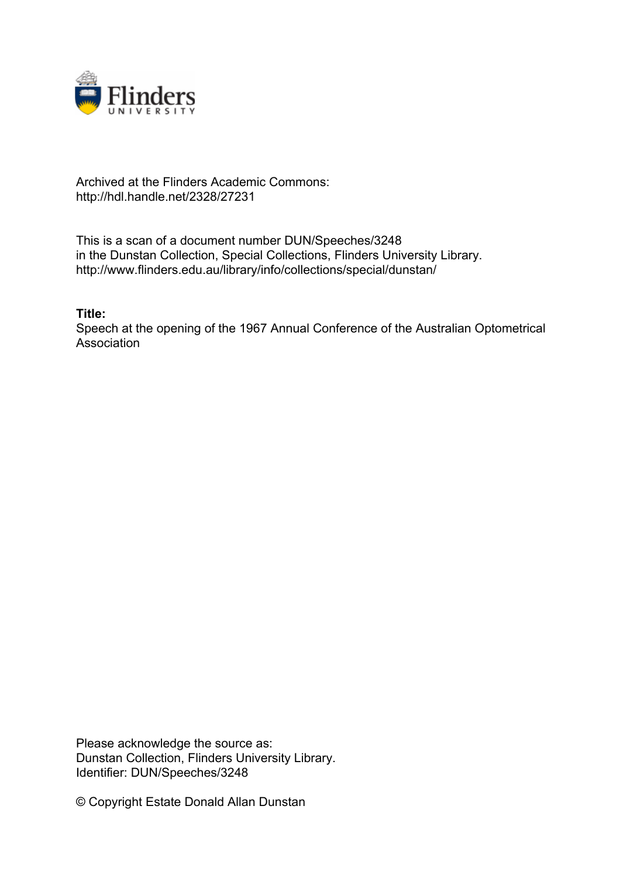Archived at the Flinders Academic Commons:
http://hdl.handle.net/2328/27231

This is a scan of a document number DUN/Speeches/3248
in the Dunstan Collection, Special Collections, Flinders University Library.
http://www.flinders.edu.au/library/info/collections/special/dunstan/

**Title:**
Speech at the opening of the 1967 Annual Conference of the Australian Optometrical Association

Please acknowledge the source as:
Dunstan Collection, Flinders University Library.
Identifier: DUN/Speeches/3248

© Copyright Estate Donald Allan Dunstan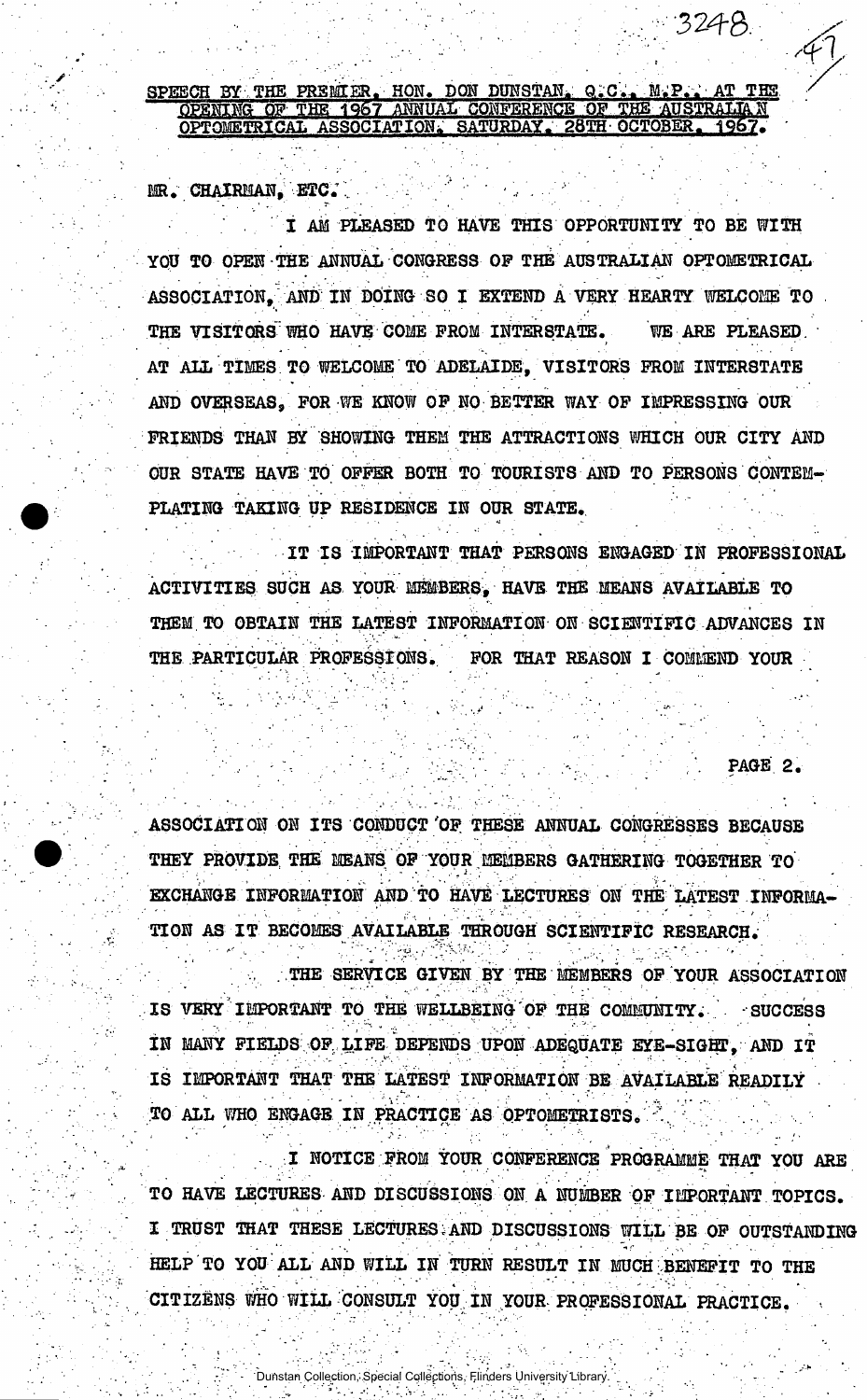SPEECH BY THE PREMIER, HON. DON DUNSTAN, Q.C., M.P., AT THE OPENING OF THE 1967 ANNUAL CONFERENCE OF THE AUSTRALIAN OPTOMETRICAL ASSOCIATION, SATURDAY, 28TH OCTOBER, 1967.

MR. CHAIRMAN, ETC.

I AM PLEASED TO HAVE THIS OPPORTUNITY TO BE WITH YOU TO OPEN THE ANNUAL CONGRESS OF THE AUSTRALIAN OPTOMETRICAL ASSOCIATION, AND IN DOING SO I EXTEND A VERY HEARTY WELCOME TO THE VISITORS WHO HAVE COME FROM INTERSTATE. WE ARE PLEASED AT ALL TIMES TO WELCOME TO ADELAIDE, VISITORS FROM INTERSTATE AND OVERSEAS, FOR WE KNOW OF NO BETTER WAY OF IMPRESSING OUR FRIENDS THAN BY SHOWING THEM THE ATTRACTIONS WHICH OUR CITY AND OUR STATE HAVE TO OFFER BOTH TO TOURISTS AND TO PERSONS CONTEMPLATING TAKING UP RESIDENCE IN OUR STATE.

IT IS IMPORTANT THAT PERSONS ENGAGED IN PROFESSIONAL ACTIVITIES SUCH AS YOUR MEMBERS, HAVE THE MEANS AVAILABLE TO THEM TO OBTAIN THE LATEST INFORMATION ON SCIENTIFIC ADVANCES IN THE PARTICULAR PROFESSIONS. FOR THAT REASON I COMMEND YOUR ASSOCIATION ON ITS CONDUCT OF THESE ANNUAL CONGRESSES BECAUSE THEY PROVIDE THE MEANS OF YOUR MEMBERS GATHERING TOGETHER TO EXCHANGE INFORMATION AND TO HAVE LECTURES ON THE LATEST INFORMATION AS IT BECOMES AVAILABLE THROUGH SCIENTIFIC RESEARCH.

THE SERVICE GIVEN BY THE MEMBERS OF YOUR ASSOCIATION IS VERY IMPORTANT TO THE WELLBEING OF THE COMMUNITY. SUCCESS IN MANY FIELDS OF LIFE DEPENDS UPON ADEQUATE EYE-SIGHT, AND IT IS IMPORTANT THAT THE LATEST INFORMATION BE AVAILABLE READILY TO ALL WHO ENGAGE IN PRACTICE AS OPTOMETRISTS.

I NOTICE FROM YOUR CONFERENCE PROGRAMME THAT YOU ARE TO HAVE LECTURES AND DISCUSSIONS ON A NUMBER OF IMPORTANT TOPICS. I TRUST THAT THESE LECTURES AND DISCUSSIONS WILL BE OF OUTSTANDING HELP TO YOU ALL AND WILL IN TURN RESULT IN MUCH BENEFIT TO THE CITIZENS WHO WILL CONSULT YOU IN YOUR PROFESSIONAL PRACTICE.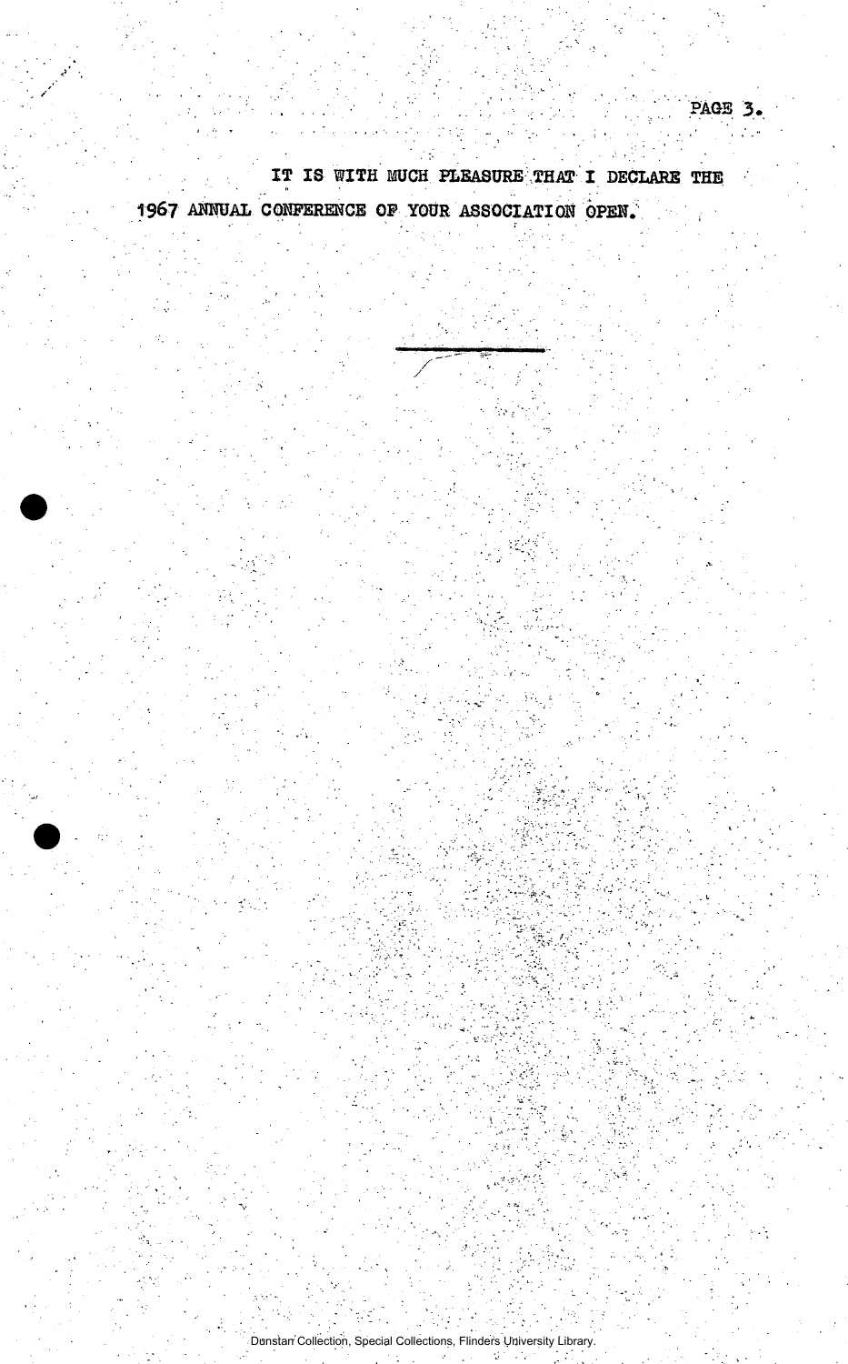IT IS WITH MUCH PLEASURE THAT I DECLARE THE 1967 ANNUAL CONFERENCE OF YOUR ASSOCIATION OPEN.

Dunstan Collection, Special Collections, Flinders University Library.